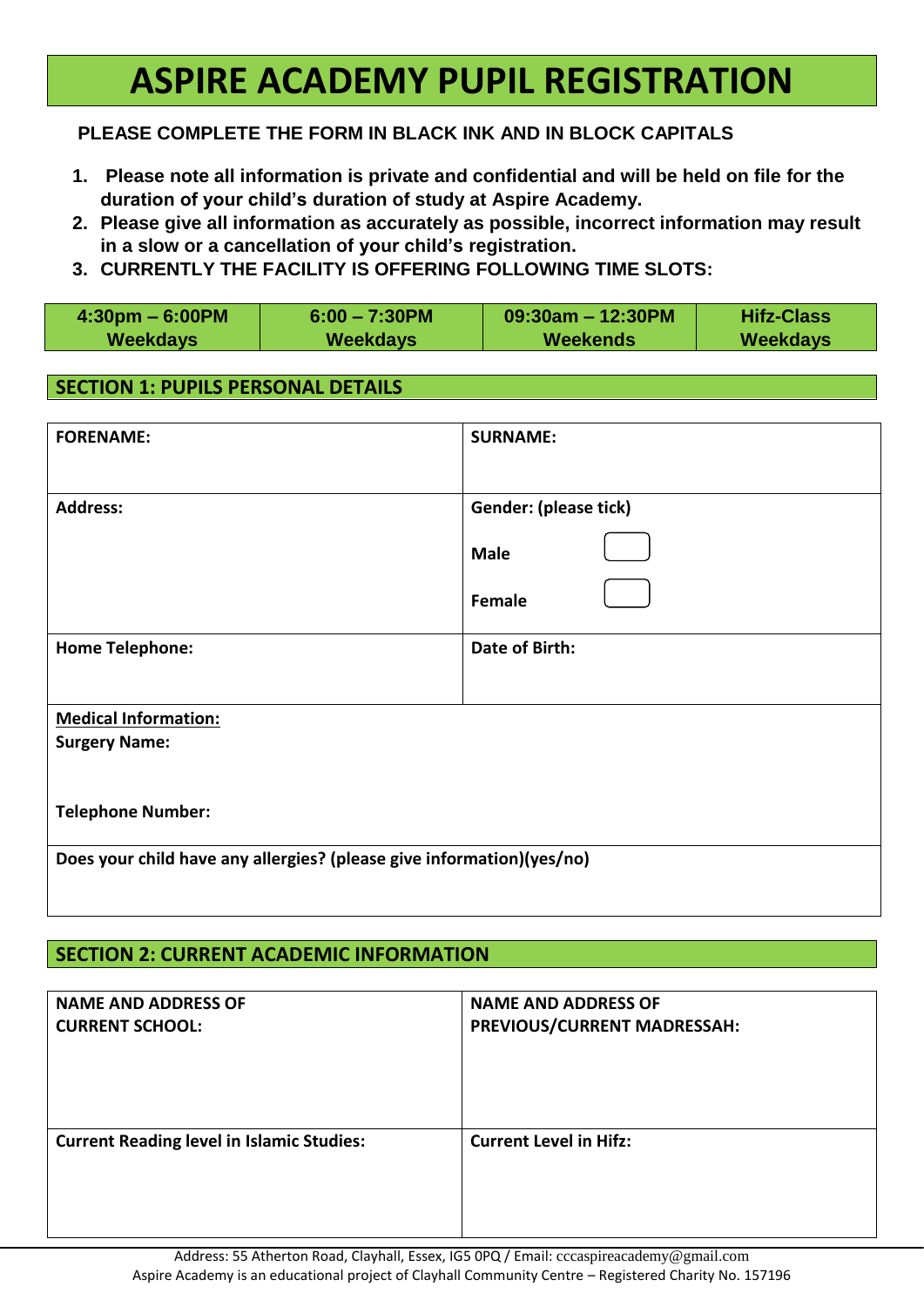# ASPIRE ACADEMY PUPIL REGISTRATION

**PLEASE COMPLETE THE FORM IN BLACK INK AND IN BLOCK CAPITALS**

1. **Please note all information is private and confidential and will be held on file for the duration of your child's duration of study at Aspire Academy.**
2. **Please give all information as accurately as possible, incorrect information may result in a slow or a cancellation of your child's registration.**
3. **CURRENTLY THE FACILITY IS OFFERING FOLLOWING TIME SLOTS:**

| 4:30pm – 6:00PM Weekdays | 6:00 – 7:30PM Weekdays | 09:30am – 12:30PM Weekends | Hifz-Class Weekdays |
|---|---|---|---|

## SECTION 1: PUPILS PERSONAL DETAILS

| **FORENAME:** | **SURNAME:** |
|---|---|
| **Address:** | **Gender: (please tick)** <br> **Male** ☐ <br> **Female** ☐ |
| **Home Telephone:** | **Date of Birth:** |
| **Medical Information:** <br> **Surgery Name:** <br> <br> **Telephone Number:** | |
| **Does your child have any allergies? (please give information)(yes/no)** | |

## SECTION 2: CURRENT ACADEMIC INFORMATION

| **NAME AND ADDRESS OF CURRENT SCHOOL:** | **NAME AND ADDRESS OF PREVIOUS/CURRENT MADRESSAH:** |
|---|---|
| **Current Reading level in Islamic Studies:** | **Current Level in Hifz:** |

Address: 55 Atherton Road, Clayhall, Essex, IG5 0PQ / Email: cccaspireacademy@gmail.com
Aspire Academy is an educational project of Clayhall Community Centre – Registered Charity No. 157196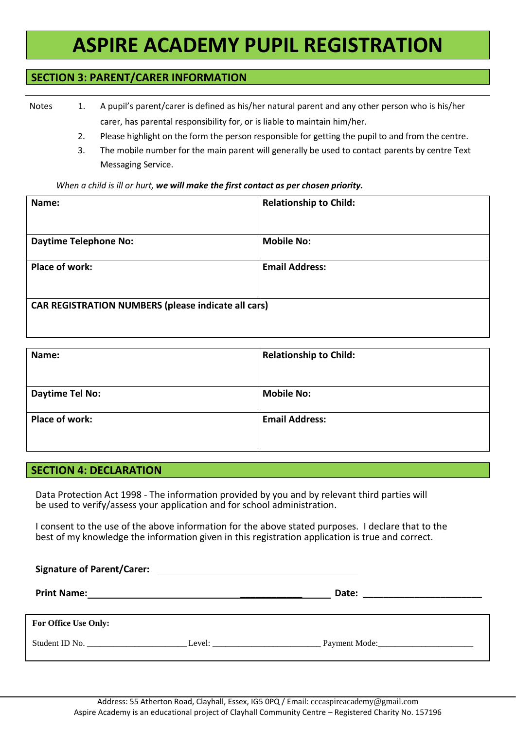# ASPIRE ACADEMY PUPIL REGISTRATION

## SECTION 3: PARENT/CARER INFORMATION

Notes

1. A pupil's parent/carer is defined as his/her natural parent and any other person who is his/her carer, has parental responsibility for, or is liable to maintain him/her.
2. Please highlight on the form the person responsible for getting the pupil to and from the centre.
3. The mobile number for the main parent will generally be used to contact parents by centre Text Messaging Service.

*When a child is ill or hurt, **we will make the first contact as per chosen priority.***

| | |
|---|---|
| **Name:** | **Relationship to Child:** |
| **Daytime Telephone No:** | **Mobile No:** |
| **Place of work:** | **Email Address:** |
| **CAR REGISTRATION NUMBERS (please indicate all cars)** | |

| | |
|---|---|
| **Name:** | **Relationship to Child:** |
| **Daytime Tel No:** | **Mobile No:** |
| **Place of work:** | **Email Address:** |

## SECTION 4: DECLARATION

Data Protection Act 1998 - The information provided by you and by relevant third parties will be used to verify/assess your application and for school administration.

I consent to the use of the above information for the above stated purposes. I declare that to the best of my knowledge the information given in this registration application is true and correct.

**Signature of Parent/Carer:** ________________________________________

**Print Name:** ________________________________________________ **Date:** ________________________

**For Office Use Only:**

Student ID No. ______________________ Level: ________________________ Payment Mode:_____________________

Address: 55 Atherton Road, Clayhall, Essex, IG5 0PQ / Email: cccaspireacademy@gmail.com
Aspire Academy is an educational project of Clayhall Community Centre – Registered Charity No. 157196